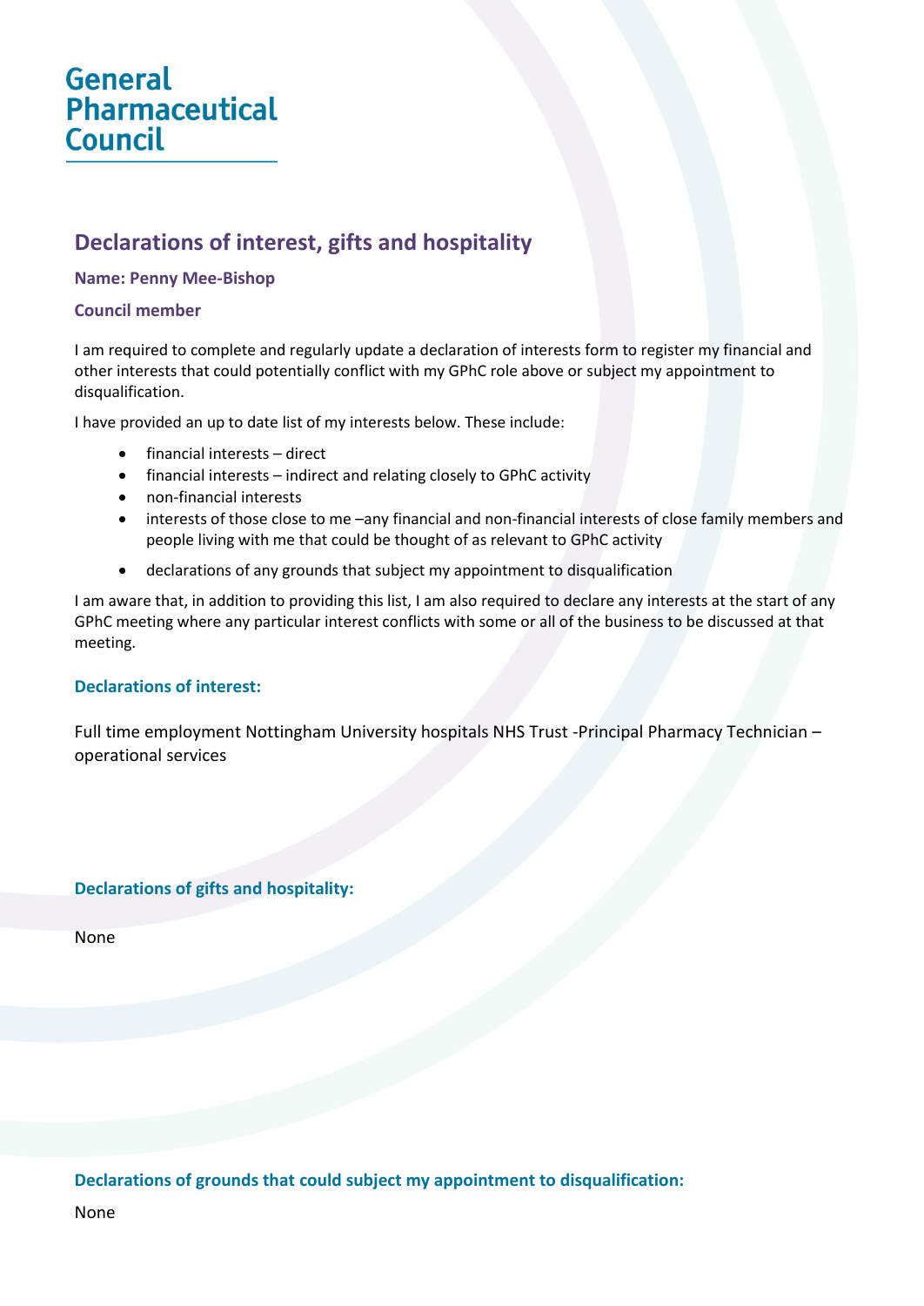General Pharmaceutical Council

# Declarations of interest, gifts and hospitality

**Name: Penny Mee-Bishop**

**Council member**

I am required to complete and regularly update a declaration of interests form to register my financial and other interests that could potentially conflict with my GPhC role above or subject my appointment to disqualification.

I have provided an up to date list of my interests below. These include:

- financial interests – direct
- financial interests – indirect and relating closely to GPhC activity
- non-financial interests
- interests of those close to me –any financial and non-financial interests of close family members and people living with me that could be thought of as relevant to GPhC activity
- declarations of any grounds that subject my appointment to disqualification

I am aware that, in addition to providing this list, I am also required to declare any interests at the start of any GPhC meeting where any particular interest conflicts with some or all of the business to be discussed at that meeting.

## Declarations of interest:

Full time employment Nottingham University hospitals NHS Trust -Principal Pharmacy Technician – operational services

## Declarations of gifts and hospitality:

None

## Declarations of grounds that could subject my appointment to disqualification:

None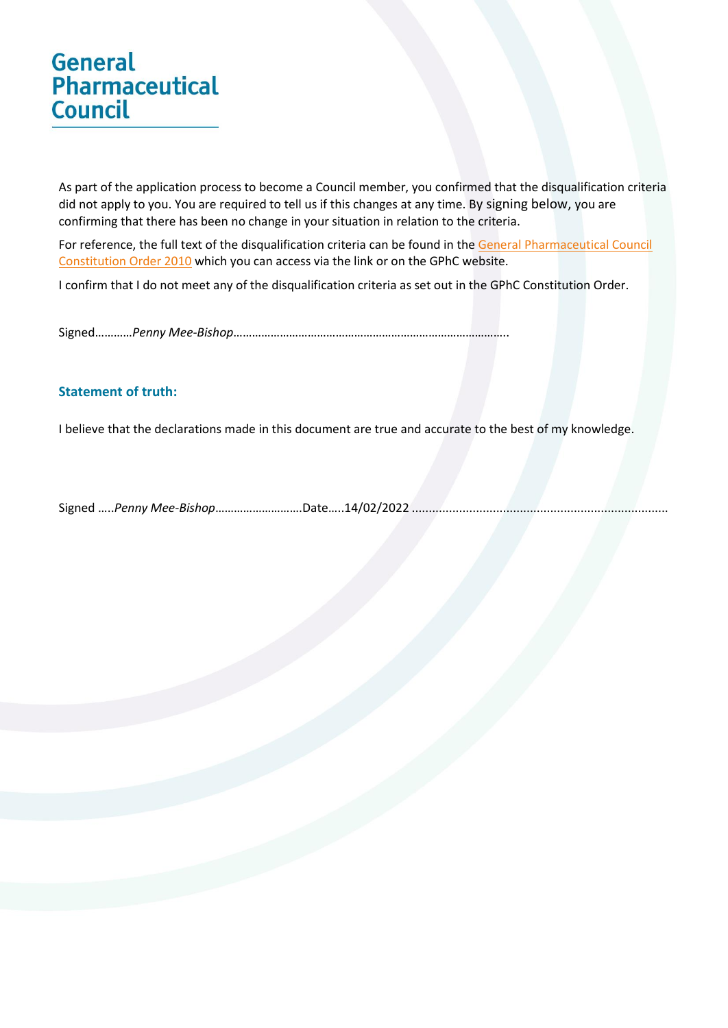# General Pharmaceutical Council

As part of the application process to become a Council member, you confirmed that the disqualification criteria did not apply to you. You are required to tell us if this changes at any time. By signing below, you are confirming that there has been no change in your situation in relation to the criteria.

For reference, the full text of the disqualification criteria can be found in the General Pharmaceutical Council Constitution Order 2010 which you can access via the link or on the GPhC website.

I confirm that I do not meet any of the disqualification criteria as set out in the GPhC Constitution Order.

Signed…………*Penny Mee-Bishop*……………………………………………………………………………..

### Statement of truth:

I believe that the declarations made in this document are true and accurate to the best of my knowledge.

Signed …..*Penny Mee-Bishop*……………………….Date…..14/02/2022 ..........................................................................